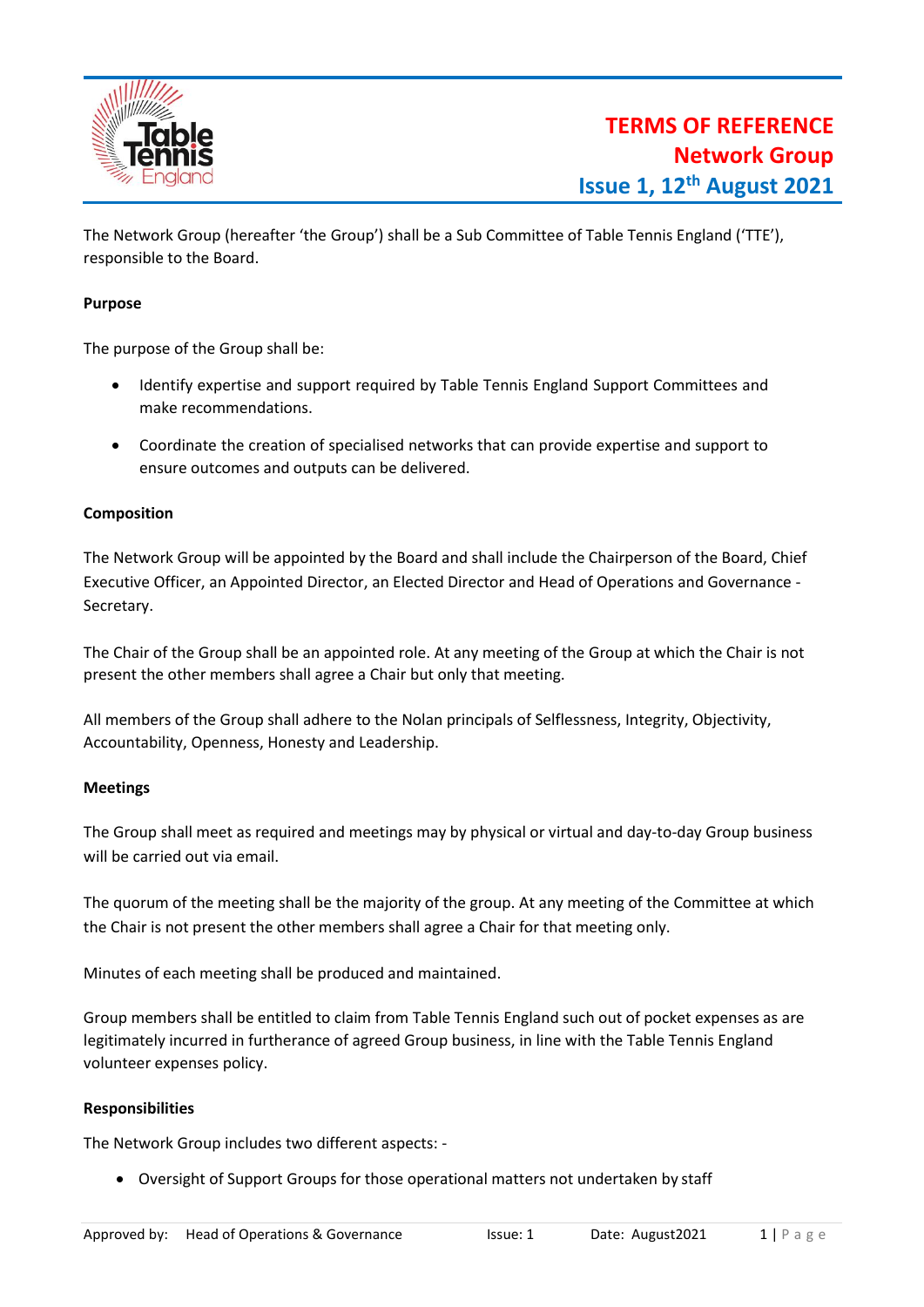# TERMS OF REFERENCE
## Network Group
### Issue 1, 12th August 2021

The Network Group (hereafter 'the Group') shall be a Sub Committee of Table Tennis England ('TTE'), responsible to the Board.

**Purpose**

The purpose of the Group shall be:

- Identify expertise and support required by Table Tennis England Support Committees and make recommendations.
- Coordinate the creation of specialised networks that can provide expertise and support to ensure outcomes and outputs can be delivered.

**Composition**

The Network Group will be appointed by the Board and shall include the Chairperson of the Board, Chief Executive Officer, an Appointed Director, an Elected Director and Head of Operations and Governance - Secretary.

The Chair of the Group shall be an appointed role. At any meeting of the Group at which the Chair is not present the other members shall agree a Chair but only that meeting.

All members of the Group shall adhere to the Nolan principals of Selflessness, Integrity, Objectivity, Accountability, Openness, Honesty and Leadership.

**Meetings**

The Group shall meet as required and meetings may by physical or virtual and day-to-day Group business will be carried out via email.

The quorum of the meeting shall be the majority of the group. At any meeting of the Committee at which the Chair is not present the other members shall agree a Chair for that meeting only.

Minutes of each meeting shall be produced and maintained.

Group members shall be entitled to claim from Table Tennis England such out of pocket expenses as are legitimately incurred in furtherance of agreed Group business, in line with the Table Tennis England volunteer expenses policy.

**Responsibilities**

The Network Group includes two different aspects: -

- Oversight of Support Groups for those operational matters not undertaken by staff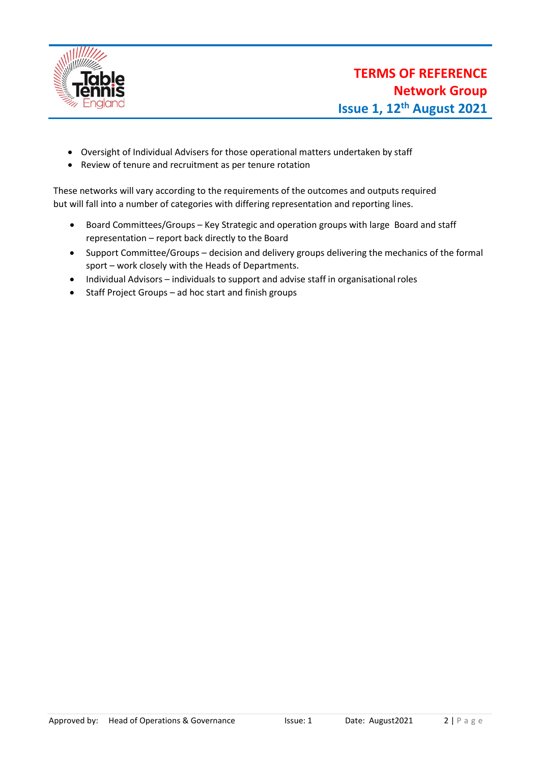- Oversight of Individual Advisers for those operational matters undertaken by staff
- Review of tenure and recruitment as per tenure rotation

These networks will vary according to the requirements of the outcomes and outputs required but will fall into a number of categories with differing representation and reporting lines.

- Board Committees/Groups – Key Strategic and operation groups with large Board and staff representation – report back directly to the Board
- Support Committee/Groups – decision and delivery groups delivering the mechanics of the formal sport – work closely with the Heads of Departments.
- Individual Advisors – individuals to support and advise staff in organisational roles
- Staff Project Groups – ad hoc start and finish groups